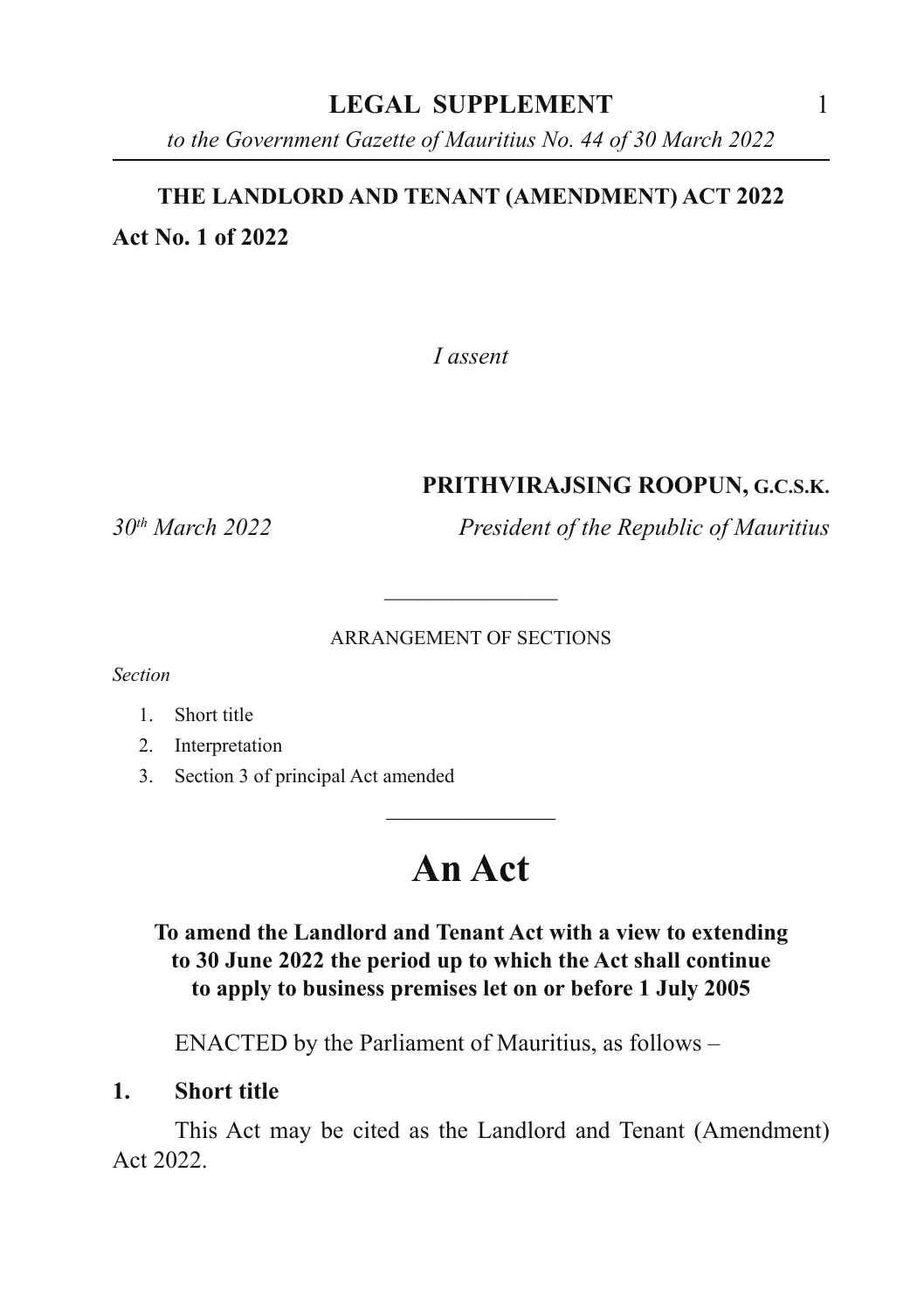**LEGAL SUPPLEMENT**

*to the Government Gazette of Mauritius No. 44 of 30 March 2022*

# THE LANDLORD AND TENANT (AMENDMENT) ACT 2022

**Act No. 1 of 2022**

*I assent*

**PRITHVIRAJSING ROOPUN, G.C.S.K.**

*30th March 2022* *President of the Republic of Mauritius*

---

ARRANGEMENT OF SECTIONS

*Section*

1. Short title
2. Interpretation
3. Section 3 of principal Act amended

---

# An Act

**To amend the Landlord and Tenant Act with a view to extending to 30 June 2022 the period up to which the Act shall continue to apply to business premises let on or before 1 July 2005**

ENACTED by the Parliament of Mauritius, as follows –

**1. Short title**

This Act may be cited as the Landlord and Tenant (Amendment) Act 2022.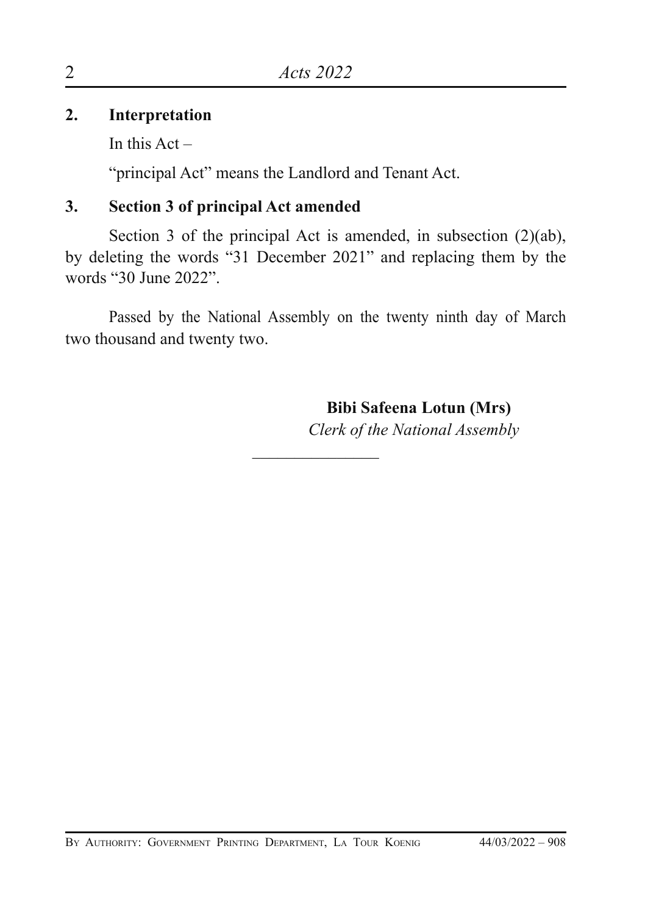## 2. Interpretation

In this Act –

"principal Act" means the Landlord and Tenant Act.

## 3. Section 3 of principal Act amended

Section 3 of the principal Act is amended, in subsection (2)(ab), by deleting the words "31 December 2021" and replacing them by the words "30 June 2022".

Passed by the National Assembly on the twenty ninth day of March two thousand and twenty two.

**Bibi Safeena Lotun (Mrs)**
*Clerk of the National Assembly*

---

By Authority: Government Printing Department, La Tour Koenig 44/03/2022 – 908